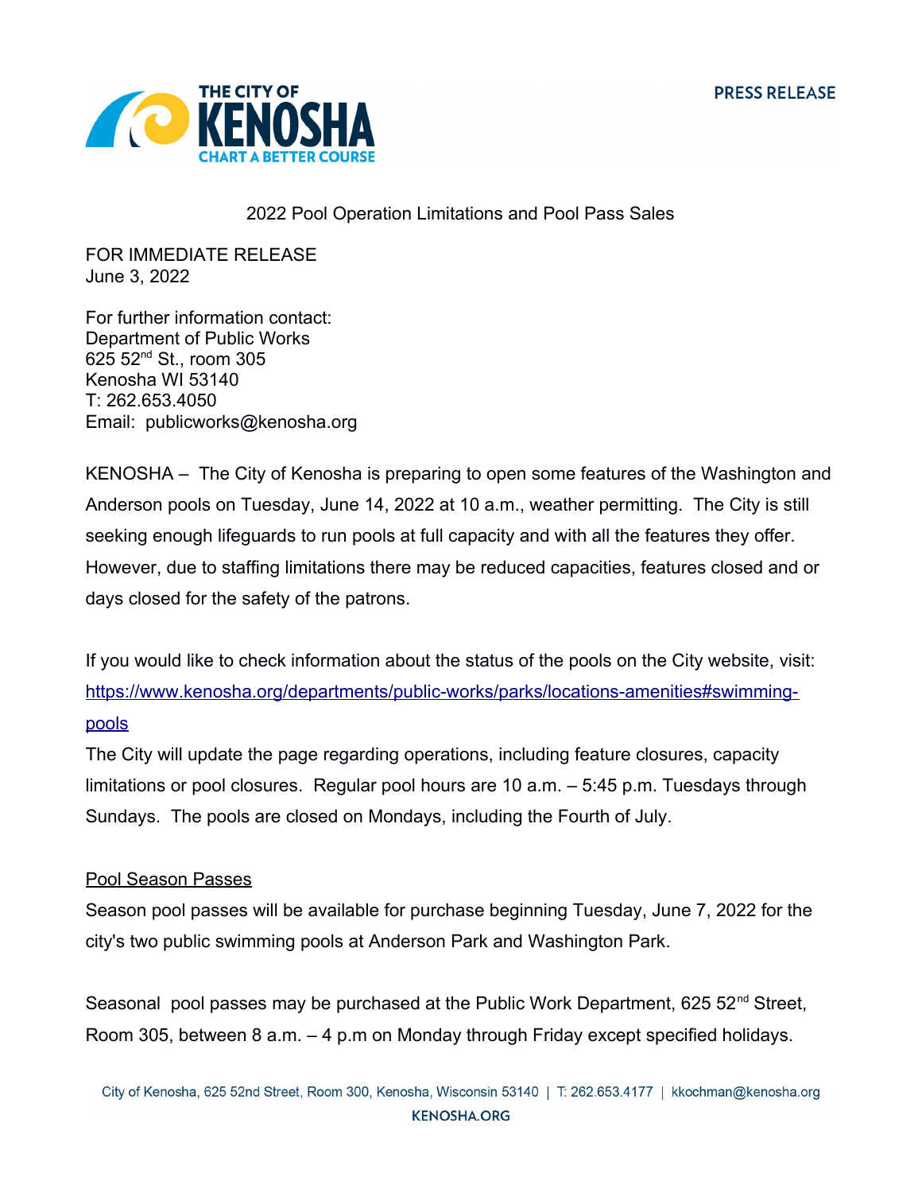THE CITY OF KENOSHA
CHART A BETTER COURSE

PRESS RELEASE

## 2022 Pool Operation Limitations and Pool Pass Sales

FOR IMMEDIATE RELEASE
June 3, 2022

For further information contact:
Department of Public Works
625 52nd St., room 305
Kenosha WI 53140
T: 262.653.4050
Email: publicworks@kenosha.org

KENOSHA – The City of Kenosha is preparing to open some features of the Washington and Anderson pools on Tuesday, June 14, 2022 at 10 a.m., weather permitting. The City is still seeking enough lifeguards to run pools at full capacity and with all the features they offer. However, due to staffing limitations there may be reduced capacities, features closed and or days closed for the safety of the patrons.

If you would like to check information about the status of the pools on the City website, visit: [https://www.kenosha.org/departments/public-works/parks/locations-amenities#swimming-pools](https://www.kenosha.org/departments/public-works/parks/locations-amenities#swimming-pools)
The City will update the page regarding operations, including feature closures, capacity limitations or pool closures. Regular pool hours are 10 a.m. – 5:45 p.m. Tuesdays through Sundays. The pools are closed on Mondays, including the Fourth of July.

### Pool Season Passes

Season pool passes will be available for purchase beginning Tuesday, June 7, 2022 for the city's two public swimming pools at Anderson Park and Washington Park.

Seasonal pool passes may be purchased at the Public Work Department, 625 52nd Street, Room 305, between 8 a.m. – 4 p.m on Monday through Friday except specified holidays.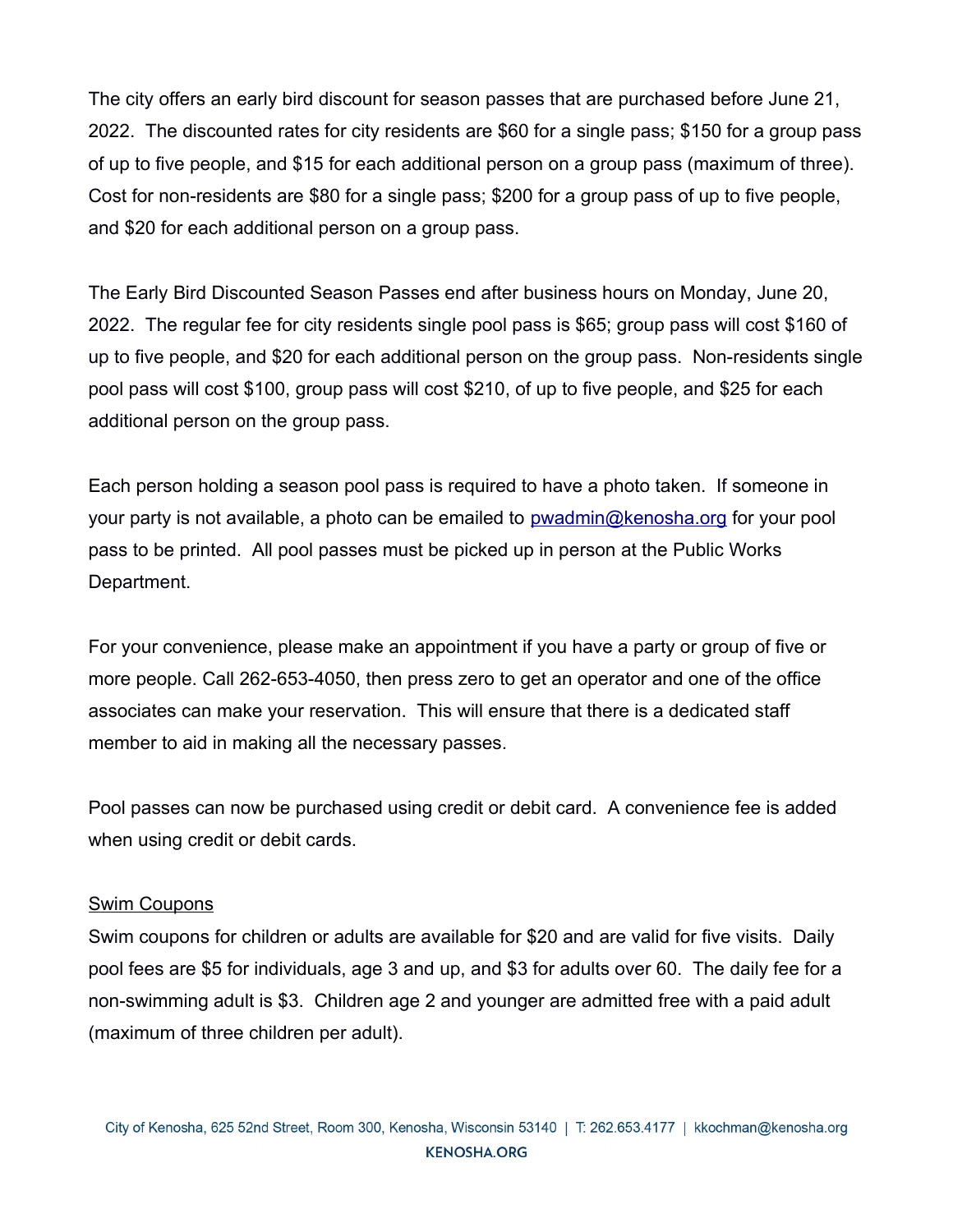The city offers an early bird discount for season passes that are purchased before June 21, 2022. The discounted rates for city residents are $60 for a single pass; $150 for a group pass of up to five people, and $15 for each additional person on a group pass (maximum of three). Cost for non-residents are $80 for a single pass; $200 for a group pass of up to five people, and $20 for each additional person on a group pass.

The Early Bird Discounted Season Passes end after business hours on Monday, June 20, 2022. The regular fee for city residents single pool pass is $65; group pass will cost $160 of up to five people, and $20 for each additional person on the group pass. Non-residents single pool pass will cost $100, group pass will cost $210, of up to five people, and $25 for each additional person on the group pass.

Each person holding a season pool pass is required to have a photo taken. If someone in your party is not available, a photo can be emailed to pwadmin@kenosha.org for your pool pass to be printed. All pool passes must be picked up in person at the Public Works Department.

For your convenience, please make an appointment if you have a party or group of five or more people. Call 262-653-4050, then press zero to get an operator and one of the office associates can make your reservation. This will ensure that there is a dedicated staff member to aid in making all the necessary passes.

Pool passes can now be purchased using credit or debit card. A convenience fee is added when using credit or debit cards.

<u>Swim Coupons</u>

Swim coupons for children or adults are available for $20 and are valid for five visits. Daily pool fees are $5 for individuals, age 3 and up, and $3 for adults over 60. The daily fee for a non-swimming adult is $3. Children age 2 and younger are admitted free with a paid adult (maximum of three children per adult).